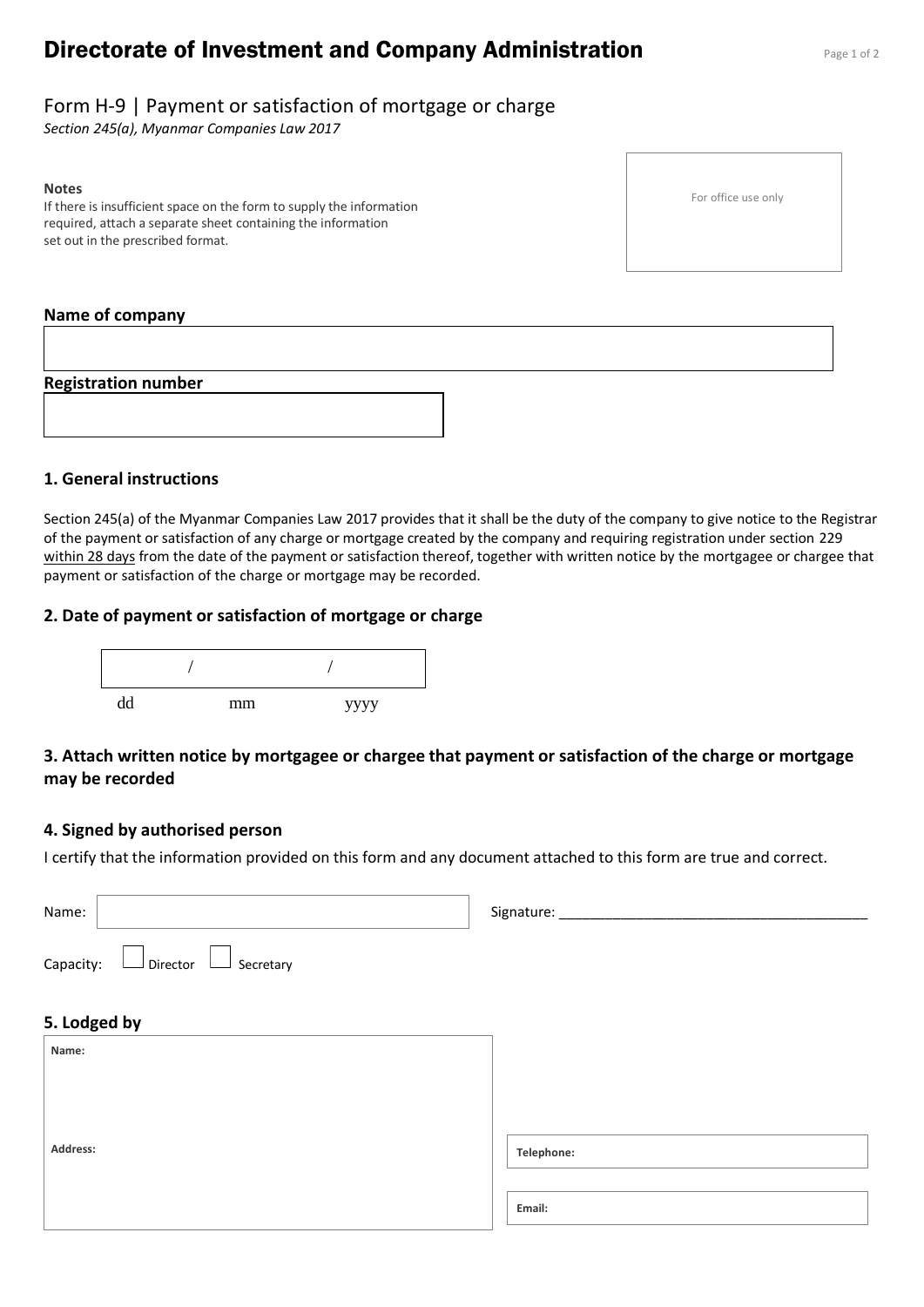# Directorate of Investment and Company Administration

## Form H-9 | Payment or satisfaction of mortgage or charge

*Section 245(a), Myanmar Companies Law 2017*

**Notes**

If there is insufficient space on the form to supply the information required, attach a separate sheet containing the information set out in the prescribed format.

For office use only

**Name of company**

**Registration number**

### 1. General instructions

Section 245(a) of the Myanmar Companies Law 2017 provides that it shall be the duty of the company to give notice to the Registrar of the payment or satisfaction of any charge or mortgage created by the company and requiring registration under section 229 within 28 days from the date of the payment or satisfaction thereof, together with written notice by the mortgagee or chargee that payment or satisfaction of the charge or mortgage may be recorded.

### 2. Date of payment or satisfaction of mortgage or charge

/ /

dd mm yyyy

### 3. Attach written notice by mortgagee or chargee that payment or satisfaction of the charge or mortgage may be recorded

### 4. Signed by authorised person

I certify that the information provided on this form and any document attached to this form are true and correct.

Name: Signature: ______________________________________

Capacity: ☐ Director ☐ Secretary

### 5. Lodged by

**Name:**

**Address:**

**Telephone:**

**Email:**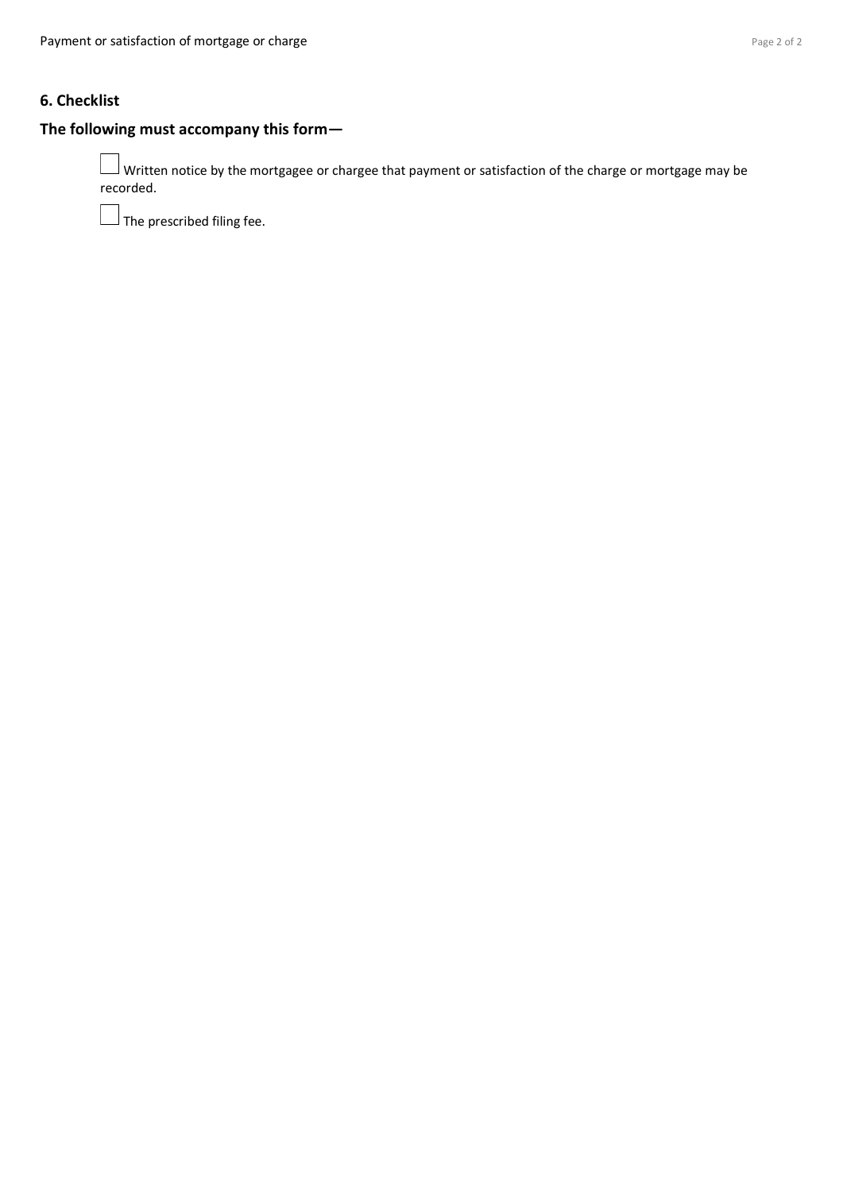## 6. Checklist

### The following must accompany this form—

- [ ] Written notice by the mortgagee or chargee that payment or satisfaction of the charge or mortgage may be recorded.
- [ ] The prescribed filing fee.